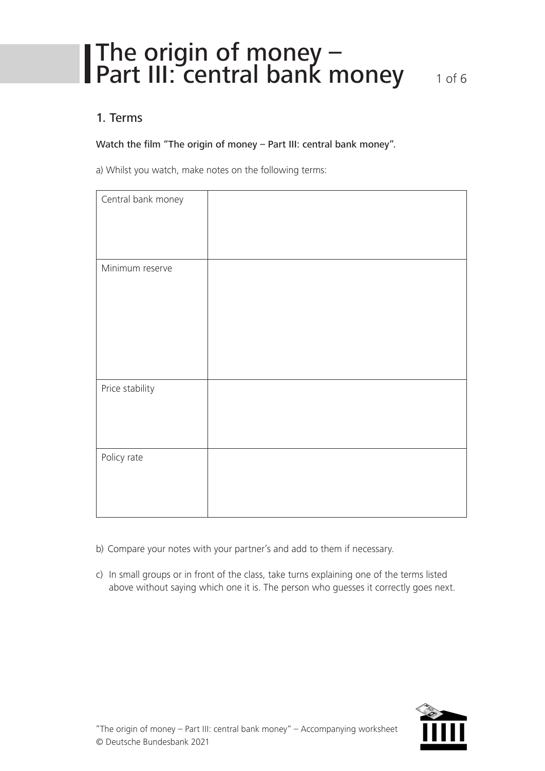# The origin of money – Part III: central bank money

## 1. Terms

Watch the film "The origin of money – Part III: central bank money".

a) Whilst you watch, make notes on the following terms:

| | |
|---|---|
| Central bank money | |
| Minimum reserve | |
| Price stability | |
| Policy rate | |

b) Compare your notes with your partner's and add to them if necessary.

c) In small groups or in front of the class, take turns explaining one of the terms listed above without saying which one it is. The person who guesses it correctly goes next.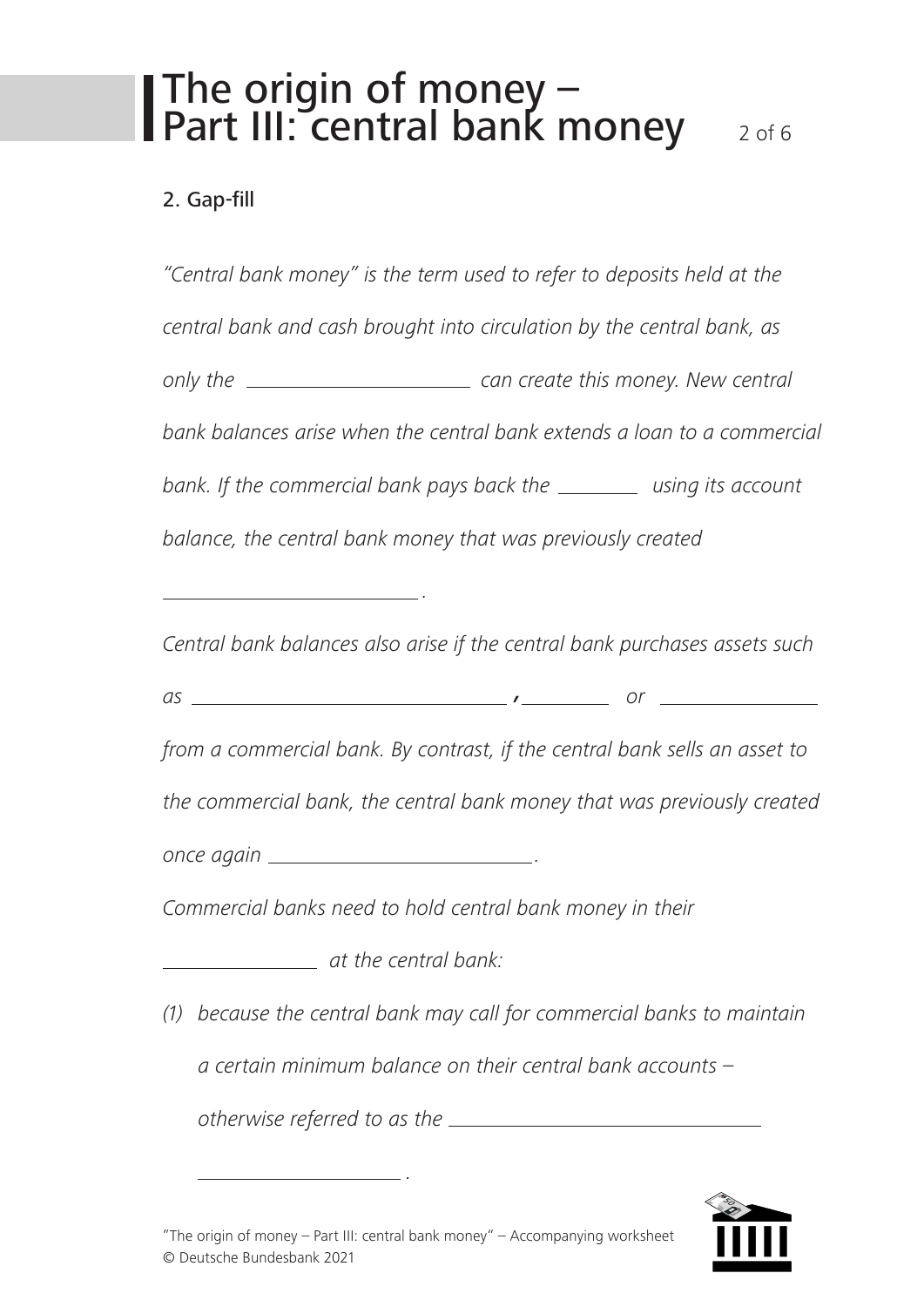## 2. Gap-fill

*"Central bank money" is the term used to refer to deposits held at the central bank and cash brought into circulation by the central bank, as only the ______________________ can create this money. New central bank balances arise when the central bank extends a loan to a commercial bank. If the commercial bank pays back the ________ using its account balance, the central bank money that was previously created*

*________________________.*

*Central bank balances also arise if the central bank purchases assets such as ______________________________, _________ or _______________ from a commercial bank. By contrast, if the central bank sells an asset to the commercial bank, the central bank money that was previously created once again ________________________.*

*Commercial banks need to hold central bank money in their*

*_______________ at the central bank:*

*(1) because the central bank may call for commercial banks to maintain a certain minimum balance on their central bank accounts – otherwise referred to as the ______________________________*

*_____________________.*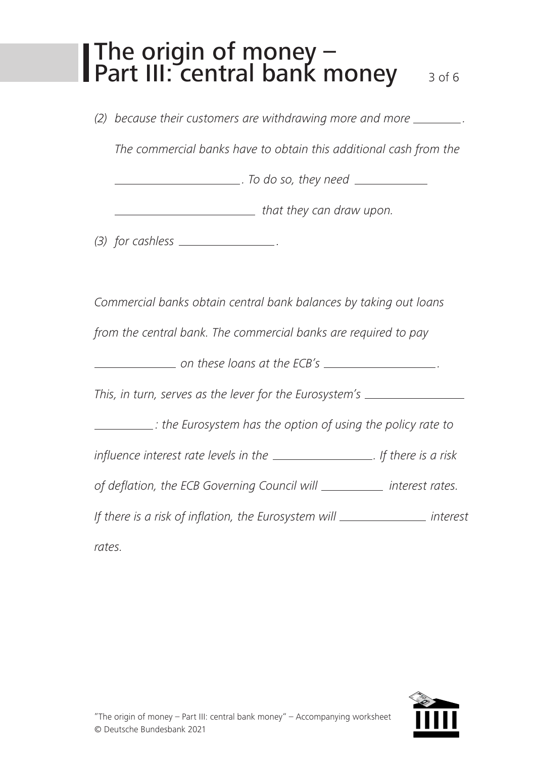(2) *because their customers are withdrawing more and more ________.*

*The commercial banks have to obtain this additional cash from the ____________________. To do so, they need ____________ ______________________ that they can draw upon.*

(3) *for cashless ______________.*

*Commercial banks obtain central bank balances by taking out loans from the central bank. The commercial banks are required to pay ____________ on these loans at the ECB's __________________.*

*This, in turn, serves as the lever for the Eurosystem's ________________ _________: the Eurosystem has the option of using the policy rate to influence interest rate levels in the ________________. If there is a risk of deflation, the ECB Governing Council will __________ interest rates. If there is a risk of inflation, the Eurosystem will ______________ interest rates.*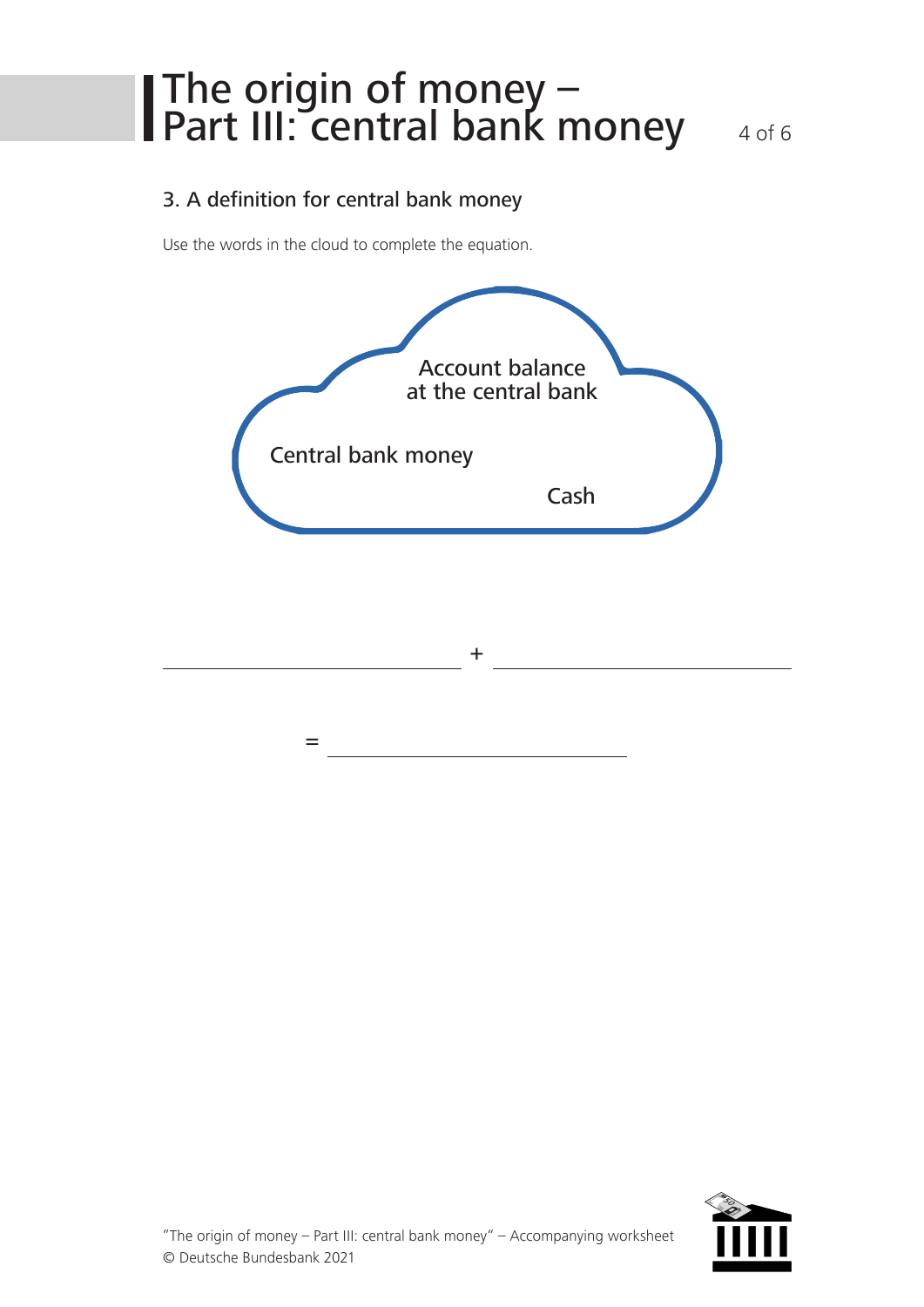## 3. A definition for central bank money

Use the words in the cloud to complete the equation.

Account balance at the central bank

Central bank money

Cash

\_\_\_\_\_\_\_\_\_\_\_\_\_\_\_\_\_\_\_\_\_\_\_\_ + \_\_\_\_\_\_\_\_\_\_\_\_\_\_\_\_\_\_\_\_\_\_\_\_

= \_\_\_\_\_\_\_\_\_\_\_\_\_\_\_\_\_\_\_\_\_\_\_\_

"The origin of money – Part III: central bank money" – Accompanying worksheet
© Deutsche Bundesbank 2021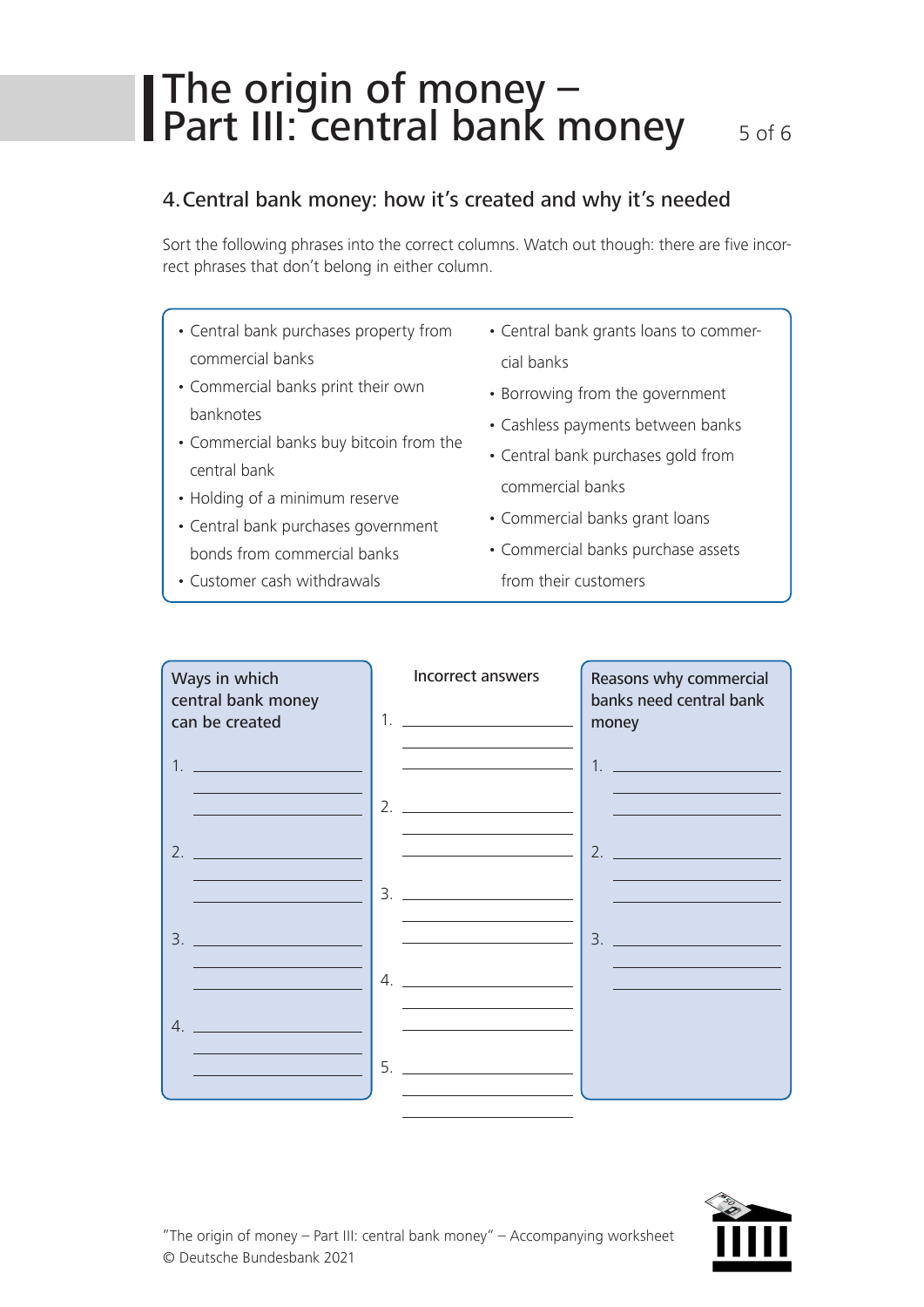# The origin of money – Part III: central bank money

## 4. Central bank money: how it's created and why it's needed

Sort the following phrases into the correct columns. Watch out though: there are five incorrect phrases that don't belong in either column.

- Central bank purchases property from commercial banks
- Commercial banks print their own banknotes
- Commercial banks buy bitcoin from the central bank
- Holding of a minimum reserve
- Central bank purchases government bonds from commercial banks
- Customer cash withdrawals
- Central bank grants loans to commercial banks
- Borrowing from the government
- Cashless payments between banks
- Central bank purchases gold from commercial banks
- Commercial banks grant loans
- Commercial banks purchase assets from their customers

| Ways in which central bank money can be created | Incorrect answers | Reasons why commercial banks need central bank money |
| --- | --- | --- |
| 1. ______ | 1. ______ | 1. ______ |
| 2. ______ | 2. ______ | 2. ______ |
| 3. ______ | 3. ______ | 3. ______ |
| 4. ______ | 4. ______ | |
| | 5. ______ | |

"The origin of money – Part III: central bank money" – Accompanying worksheet
© Deutsche Bundesbank 2021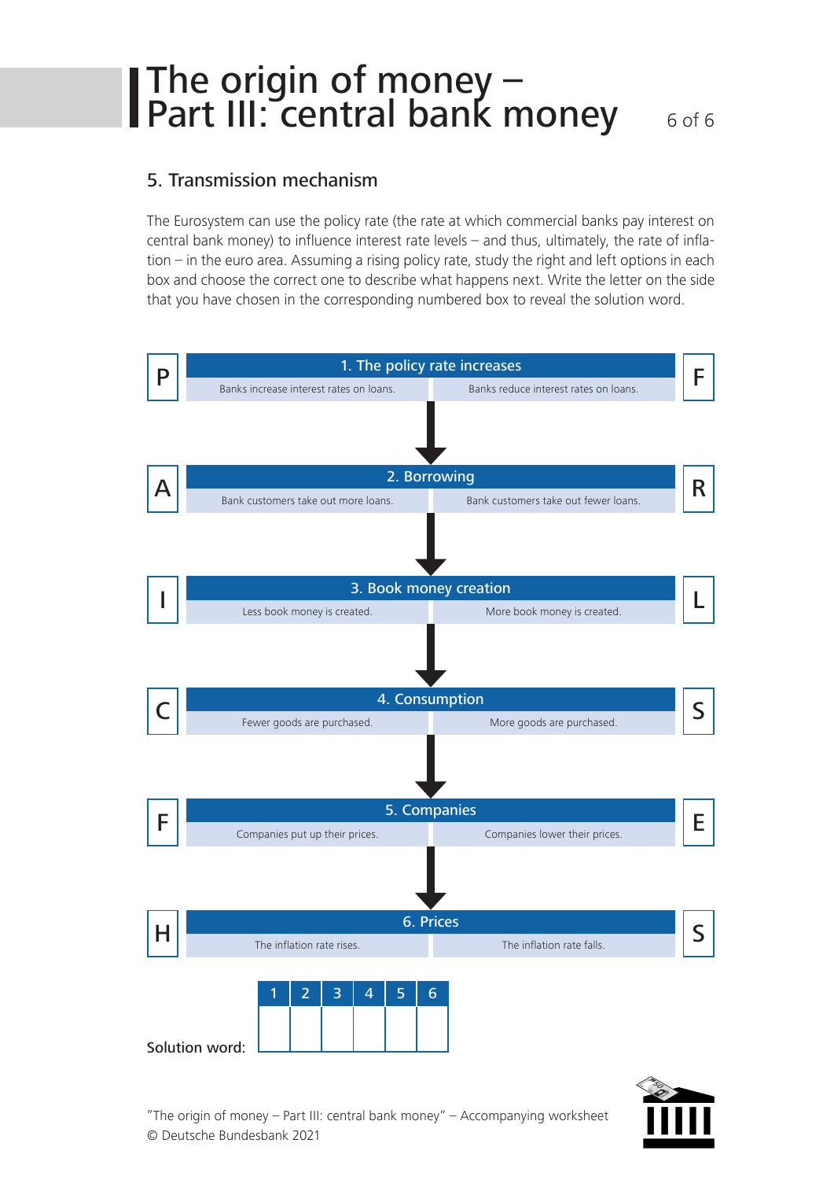# The origin of money – Part III: central bank money

## 5. Transmission mechanism

The Eurosystem can use the policy rate (the rate at which commercial banks pay interest on central bank money) to influence interest rate levels – and thus, ultimately, the rate of inflation – in the euro area. Assuming a rising policy rate, study the right and left options in each box and choose the correct one to describe what happens next. Write the letter on the side that you have chosen in the corresponding numbered box to reveal the solution word.

| Left letter | Left option | Step | Right option | Right letter |
|---|---|---|---|---|
| P | Banks increase interest rates on loans. | 1. The policy rate increases | Banks reduce interest rates on loans. | F |
| A | Bank customers take out more loans. | 2. Borrowing | Bank customers take out fewer loans. | R |
| I | Less book money is created. | 3. Book money creation | More book money is created. | L |
| C | Fewer goods are purchased. | 4. Consumption | More goods are purchased. | S |
| F | Companies put up their prices. | 5. Companies | Companies lower their prices. | E |
| H | The inflation rate rises. | 6. Prices | The inflation rate falls. | S |

Solution word:

| 1 | 2 | 3 | 4 | 5 | 6 |
|---|---|---|---|---|---|
| | | | | | |

"The origin of money – Part III: central bank money" – Accompanying worksheet
© Deutsche Bundesbank 2021